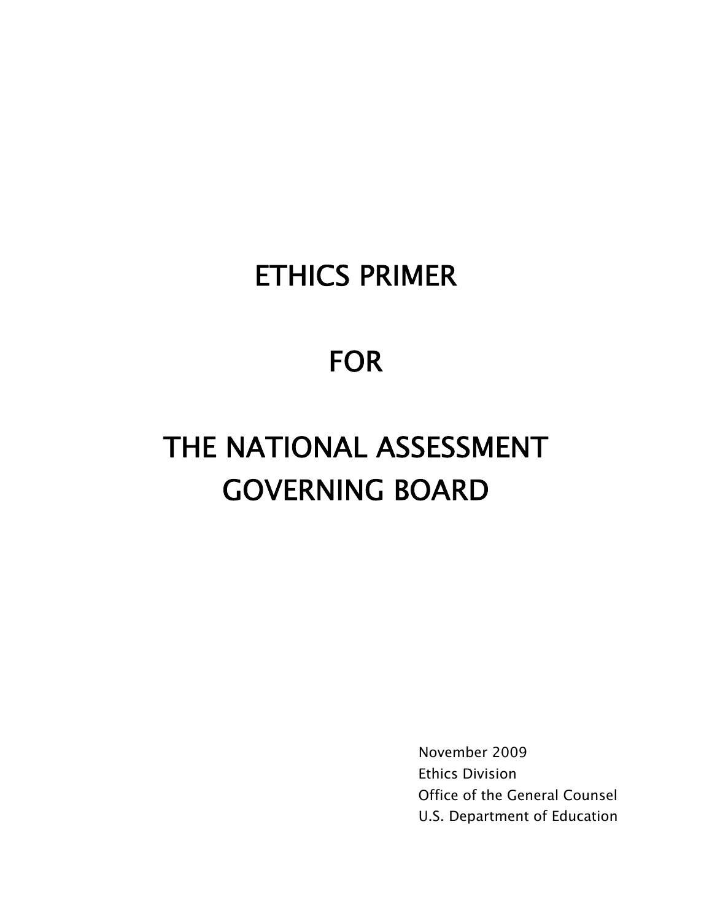# ETHICS PRIMER

# FOR

# THE NATIONAL ASSESSMENT GOVERNING BOARD

November 2009
Ethics Division
Office of the General Counsel
U.S. Department of Education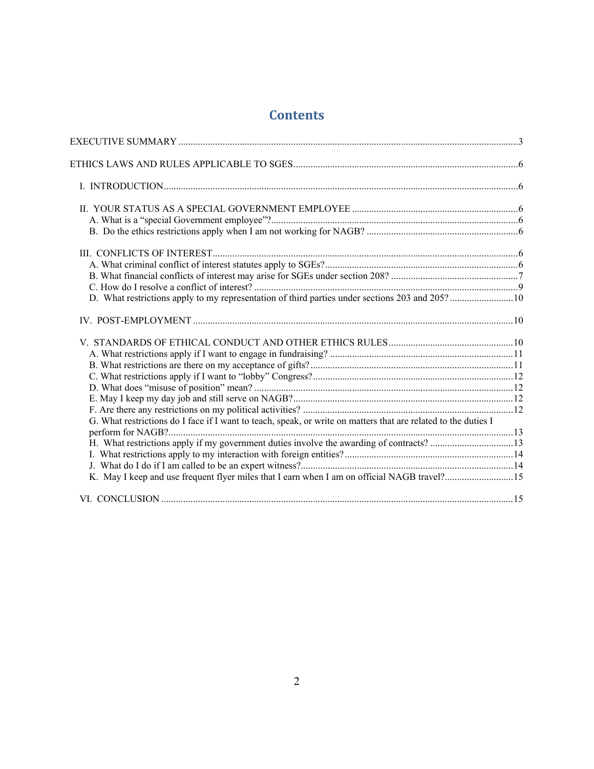# Contents

EXECUTIVE SUMMARY ..........3

ETHICS LAWS AND RULES APPLICABLE TO SGES ..........6

I. INTRODUCTION ..........6

II. YOUR STATUS AS A SPECIAL GOVERNMENT EMPLOYEE ..........6
- A. What is a "special Government employee"? ..........6
- B. Do the ethics restrictions apply when I am not working for NAGB? ..........6

III. CONFLICTS OF INTEREST ..........6
- A. What criminal conflict of interest statutes apply to SGEs? ..........6
- B. What financial conflicts of interest may arise for SGEs under section 208? ..........7
- C. How do I resolve a conflict of interest? ..........9
- D. What restrictions apply to my representation of third parties under sections 203 and 205? ..........10

IV. POST-EMPLOYMENT ..........10

V. STANDARDS OF ETHICAL CONDUCT AND OTHER ETHICS RULES ..........10
- A. What restrictions apply if I want to engage in fundraising? ..........11
- B. What restrictions are there on my acceptance of gifts? ..........11
- C. What restrictions apply if I want to "lobby" Congress? ..........12
- D. What does "misuse of position" mean? ..........12
- E. May I keep my day job and still serve on NAGB? ..........12
- F. Are there any restrictions on my political activities? ..........12
- G. What restrictions do I face if I want to teach, speak, or write on matters that are related to the duties I perform for NAGB? ..........13
- H. What restrictions apply if my government duties involve the awarding of contracts? ..........13
- I. What restrictions apply to my interaction with foreign entities? ..........14
- J. What do I do if I am called to be an expert witness? ..........14
- K. May I keep and use frequent flyer miles that I earn when I am on official NAGB travel? ..........15

VI. CONCLUSION ..........15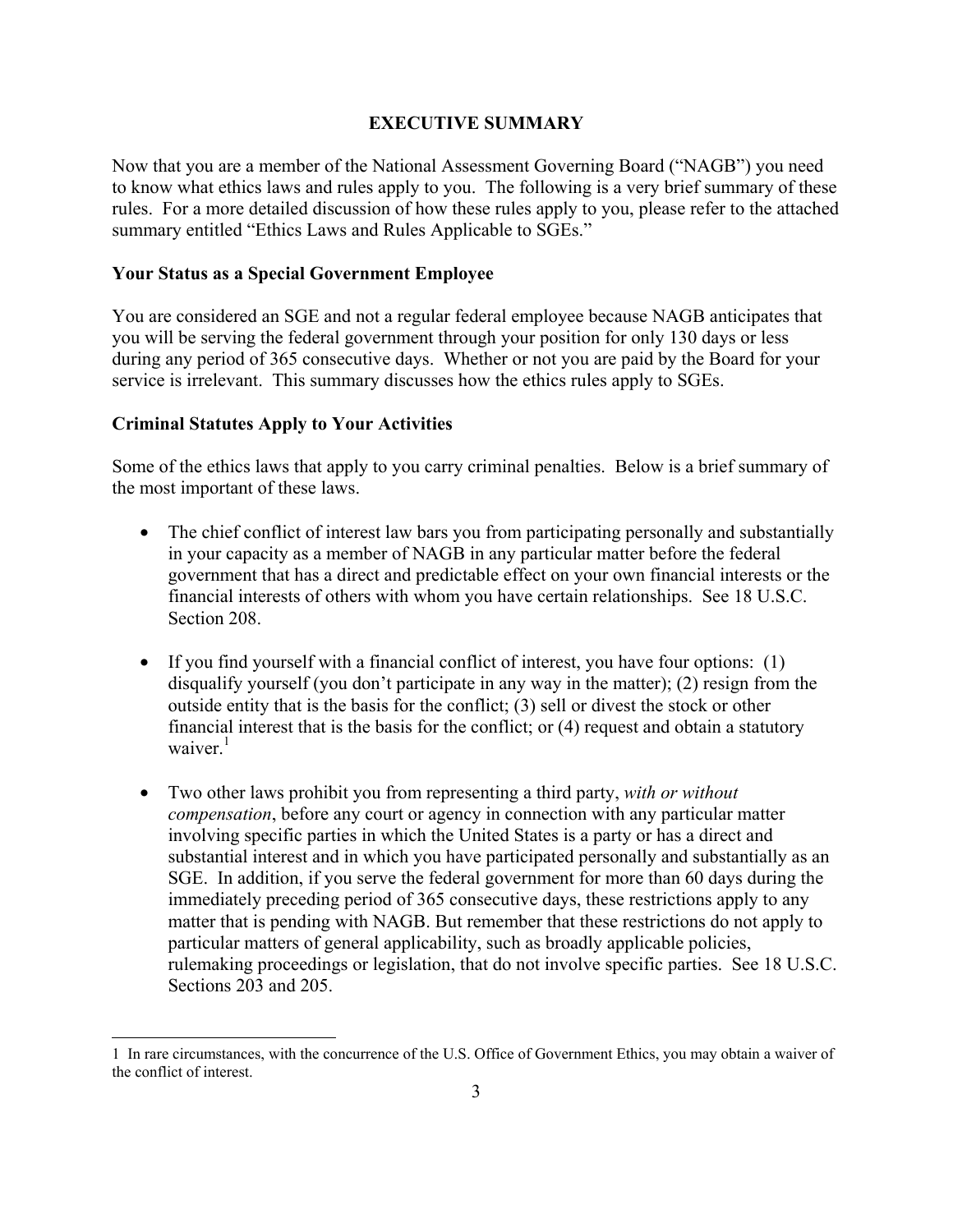# EXECUTIVE SUMMARY

Now that you are a member of the National Assessment Governing Board ("NAGB") you need to know what ethics laws and rules apply to you. The following is a very brief summary of these rules. For a more detailed discussion of how these rules apply to you, please refer to the attached summary entitled "Ethics Laws and Rules Applicable to SGEs."

## Your Status as a Special Government Employee

You are considered an SGE and not a regular federal employee because NAGB anticipates that you will be serving the federal government through your position for only 130 days or less during any period of 365 consecutive days. Whether or not you are paid by the Board for your service is irrelevant. This summary discusses how the ethics rules apply to SGEs.

## Criminal Statutes Apply to Your Activities

Some of the ethics laws that apply to you carry criminal penalties. Below is a brief summary of the most important of these laws.

- The chief conflict of interest law bars you from participating personally and substantially in your capacity as a member of NAGB in any particular matter before the federal government that has a direct and predictable effect on your own financial interests or the financial interests of others with whom you have certain relationships. See 18 U.S.C. Section 208.

- If you find yourself with a financial conflict of interest, you have four options: (1) disqualify yourself (you don't participate in any way in the matter); (2) resign from the outside entity that is the basis for the conflict; (3) sell or divest the stock or other financial interest that is the basis for the conflict; or (4) request and obtain a statutory waiver.[1]

- Two other laws prohibit you from representing a third party, *with or without compensation*, before any court or agency in connection with any particular matter involving specific parties in which the United States is a party or has a direct and substantial interest and in which you have participated personally and substantially as an SGE. In addition, if you serve the federal government for more than 60 days during the immediately preceding period of 365 consecutive days, these restrictions apply to any matter that is pending with NAGB. But remember that these restrictions do not apply to particular matters of general applicability, such as broadly applicable policies, rulemaking proceedings or legislation, that do not involve specific parties. See 18 U.S.C. Sections 203 and 205.

---

[1] In rare circumstances, with the concurrence of the U.S. Office of Government Ethics, you may obtain a waiver of the conflict of interest.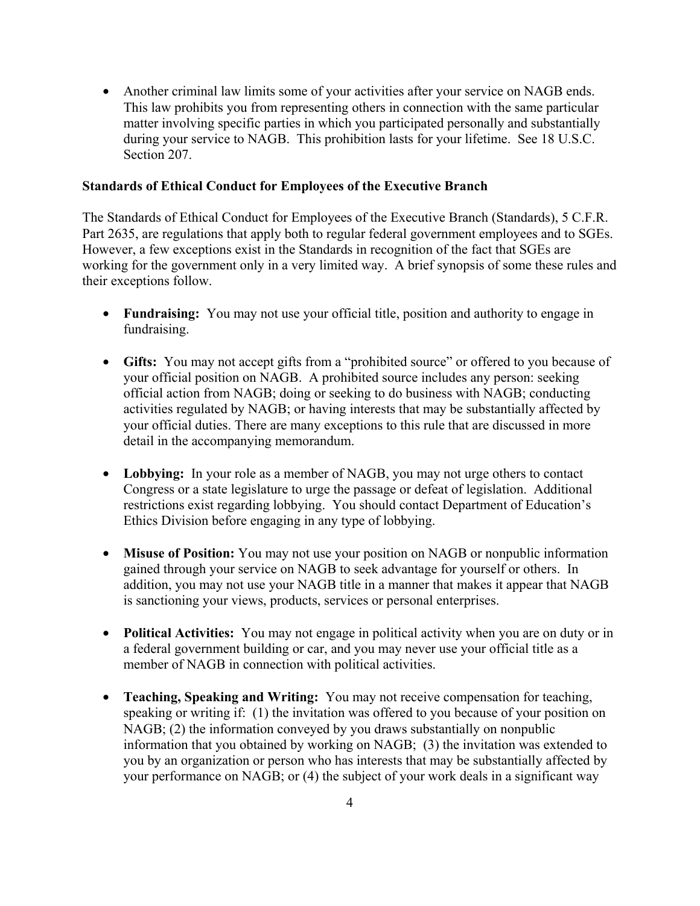- Another criminal law limits some of your activities after your service on NAGB ends. This law prohibits you from representing others in connection with the same particular matter involving specific parties in which you participated personally and substantially during your service to NAGB. This prohibition lasts for your lifetime. See 18 U.S.C. Section 207.

**Standards of Ethical Conduct for Employees of the Executive Branch**

The Standards of Ethical Conduct for Employees of the Executive Branch (Standards), 5 C.F.R. Part 2635, are regulations that apply both to regular federal government employees and to SGEs. However, a few exceptions exist in the Standards in recognition of the fact that SGEs are working for the government only in a very limited way. A brief synopsis of some these rules and their exceptions follow.

- **Fundraising:** You may not use your official title, position and authority to engage in fundraising.

- **Gifts:** You may not accept gifts from a "prohibited source" or offered to you because of your official position on NAGB. A prohibited source includes any person: seeking official action from NAGB; doing or seeking to do business with NAGB; conducting activities regulated by NAGB; or having interests that may be substantially affected by your official duties. There are many exceptions to this rule that are discussed in more detail in the accompanying memorandum.

- **Lobbying:** In your role as a member of NAGB, you may not urge others to contact Congress or a state legislature to urge the passage or defeat of legislation. Additional restrictions exist regarding lobbying. You should contact Department of Education's Ethics Division before engaging in any type of lobbying.

- **Misuse of Position:** You may not use your position on NAGB or nonpublic information gained through your service on NAGB to seek advantage for yourself or others. In addition, you may not use your NAGB title in a manner that makes it appear that NAGB is sanctioning your views, products, services or personal enterprises.

- **Political Activities:** You may not engage in political activity when you are on duty or in a federal government building or car, and you may never use your official title as a member of NAGB in connection with political activities.

- **Teaching, Speaking and Writing:** You may not receive compensation for teaching, speaking or writing if: (1) the invitation was offered to you because of your position on NAGB; (2) the information conveyed by you draws substantially on nonpublic information that you obtained by working on NAGB; (3) the invitation was extended to you by an organization or person who has interests that may be substantially affected by your performance on NAGB; or (4) the subject of your work deals in a significant way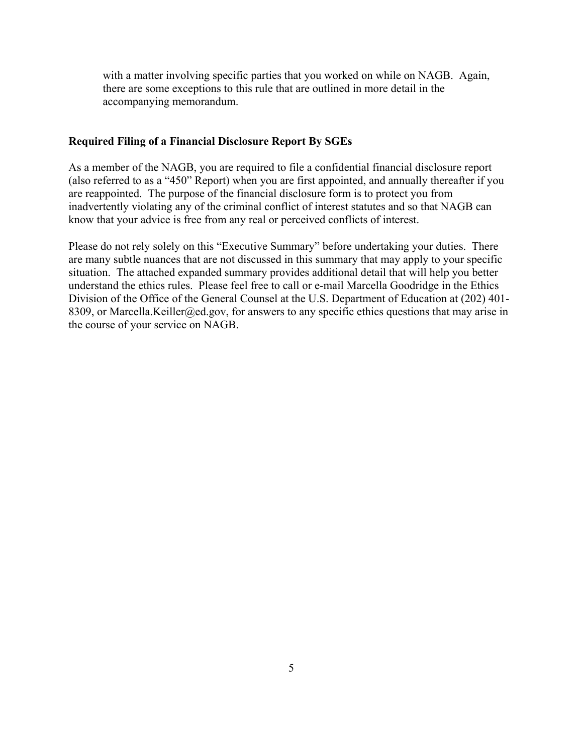with a matter involving specific parties that you worked on while on NAGB. Again, there are some exceptions to this rule that are outlined in more detail in the accompanying memorandum.

**Required Filing of a Financial Disclosure Report By SGEs**

As a member of the NAGB, you are required to file a confidential financial disclosure report (also referred to as a "450" Report) when you are first appointed, and annually thereafter if you are reappointed. The purpose of the financial disclosure form is to protect you from inadvertently violating any of the criminal conflict of interest statutes and so that NAGB can know that your advice is free from any real or perceived conflicts of interest.

Please do not rely solely on this "Executive Summary" before undertaking your duties. There are many subtle nuances that are not discussed in this summary that may apply to your specific situation. The attached expanded summary provides additional detail that will help you better understand the ethics rules. Please feel free to call or e-mail Marcella Goodridge in the Ethics Division of the Office of the General Counsel at the U.S. Department of Education at (202) 401-8309, or Marcella.Keiller@ed.gov, for answers to any specific ethics questions that may arise in the course of your service on NAGB.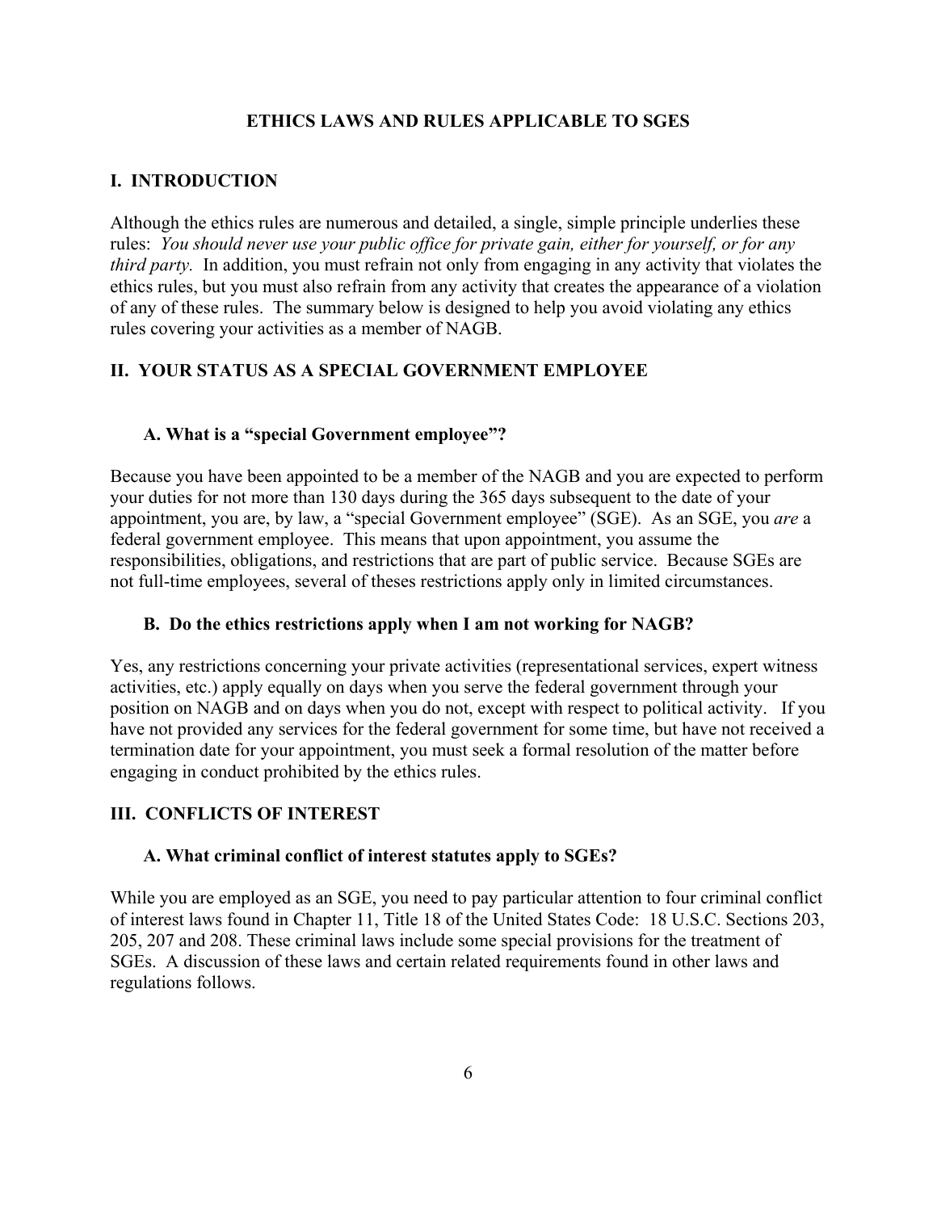# ETHICS LAWS AND RULES APPLICABLE TO SGES

## I. INTRODUCTION

Although the ethics rules are numerous and detailed, a single, simple principle underlies these rules: *You should never use your public office for private gain, either for yourself, or for any third party.* In addition, you must refrain not only from engaging in any activity that violates the ethics rules, but you must also refrain from any activity that creates the appearance of a violation of any of these rules. The summary below is designed to help you avoid violating any ethics rules covering your activities as a member of NAGB.

## II. YOUR STATUS AS A SPECIAL GOVERNMENT EMPLOYEE

### A. What is a "special Government employee"?

Because you have been appointed to be a member of the NAGB and you are expected to perform your duties for not more than 130 days during the 365 days subsequent to the date of your appointment, you are, by law, a "special Government employee" (SGE). As an SGE, you *are* a federal government employee. This means that upon appointment, you assume the responsibilities, obligations, and restrictions that are part of public service. Because SGEs are not full-time employees, several of theses restrictions apply only in limited circumstances.

### B. Do the ethics restrictions apply when I am not working for NAGB?

Yes, any restrictions concerning your private activities (representational services, expert witness activities, etc.) apply equally on days when you serve the federal government through your position on NAGB and on days when you do not, except with respect to political activity. If you have not provided any services for the federal government for some time, but have not received a termination date for your appointment, you must seek a formal resolution of the matter before engaging in conduct prohibited by the ethics rules.

## III. CONFLICTS OF INTEREST

### A. What criminal conflict of interest statutes apply to SGEs?

While you are employed as an SGE, you need to pay particular attention to four criminal conflict of interest laws found in Chapter 11, Title 18 of the United States Code: 18 U.S.C. Sections 203, 205, 207 and 208. These criminal laws include some special provisions for the treatment of SGEs. A discussion of these laws and certain related requirements found in other laws and regulations follows.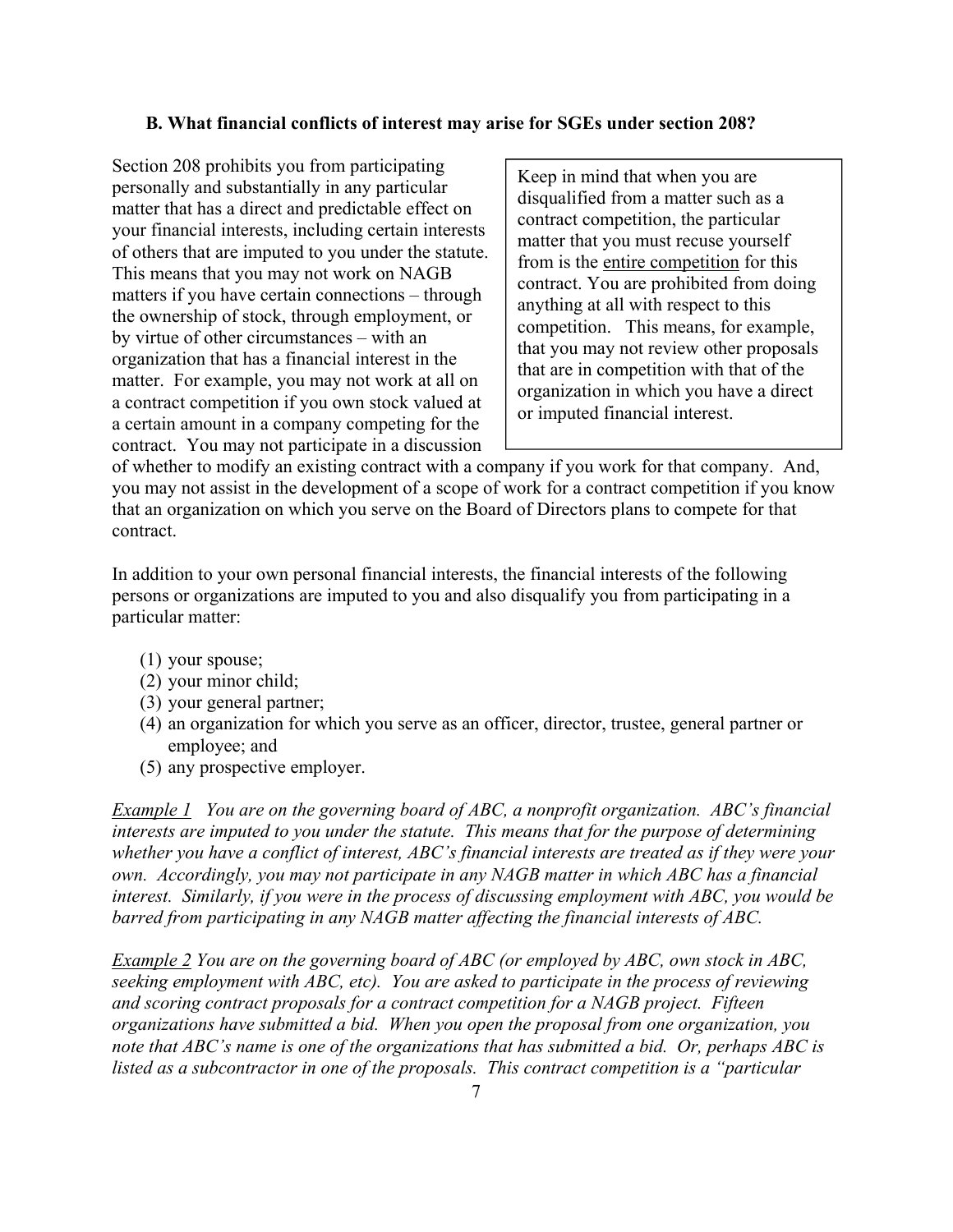### B. What financial conflicts of interest may arise for SGEs under section 208?

Section 208 prohibits you from participating personally and substantially in any particular matter that has a direct and predictable effect on your financial interests, including certain interests of others that are imputed to you under the statute. This means that you may not work on NAGB matters if you have certain connections – through the ownership of stock, through employment, or by virtue of other circumstances – with an organization that has a financial interest in the matter. For example, you may not work at all on a contract competition if you own stock valued at a certain amount in a company competing for the contract. You may not participate in a discussion of whether to modify an existing contract with a company if you work for that company. And, you may not assist in the development of a scope of work for a contract competition if you know that an organization on which you serve on the Board of Directors plans to compete for that contract.

> Keep in mind that when you are disqualified from a matter such as a contract competition, the particular matter that you must recuse yourself from is the <u>entire competition</u> for this contract. You are prohibited from doing anything at all with respect to this competition. This means, for example, that you may not review other proposals that are in competition with that of the organization in which you have a direct or imputed financial interest.

In addition to your own personal financial interests, the financial interests of the following persons or organizations are imputed to you and also disqualify you from participating in a particular matter:

(1) your spouse;
(2) your minor child;
(3) your general partner;
(4) an organization for which you serve as an officer, director, trustee, general partner or employee; and
(5) any prospective employer.

*<u>Example 1</u> You are on the governing board of ABC, a nonprofit organization. ABC's financial interests are imputed to you under the statute. This means that for the purpose of determining whether you have a conflict of interest, ABC's financial interests are treated as if they were your own. Accordingly, you may not participate in any NAGB matter in which ABC has a financial interest. Similarly, if you were in the process of discussing employment with ABC, you would be barred from participating in any NAGB matter affecting the financial interests of ABC.*

*<u>Example 2</u> You are on the governing board of ABC (or employed by ABC, own stock in ABC, seeking employment with ABC, etc). You are asked to participate in the process of reviewing and scoring contract proposals for a contract competition for a NAGB project. Fifteen organizations have submitted a bid. When you open the proposal from one organization, you note that ABC's name is one of the organizations that has submitted a bid. Or, perhaps ABC is listed as a subcontractor in one of the proposals. This contract competition is a "particular*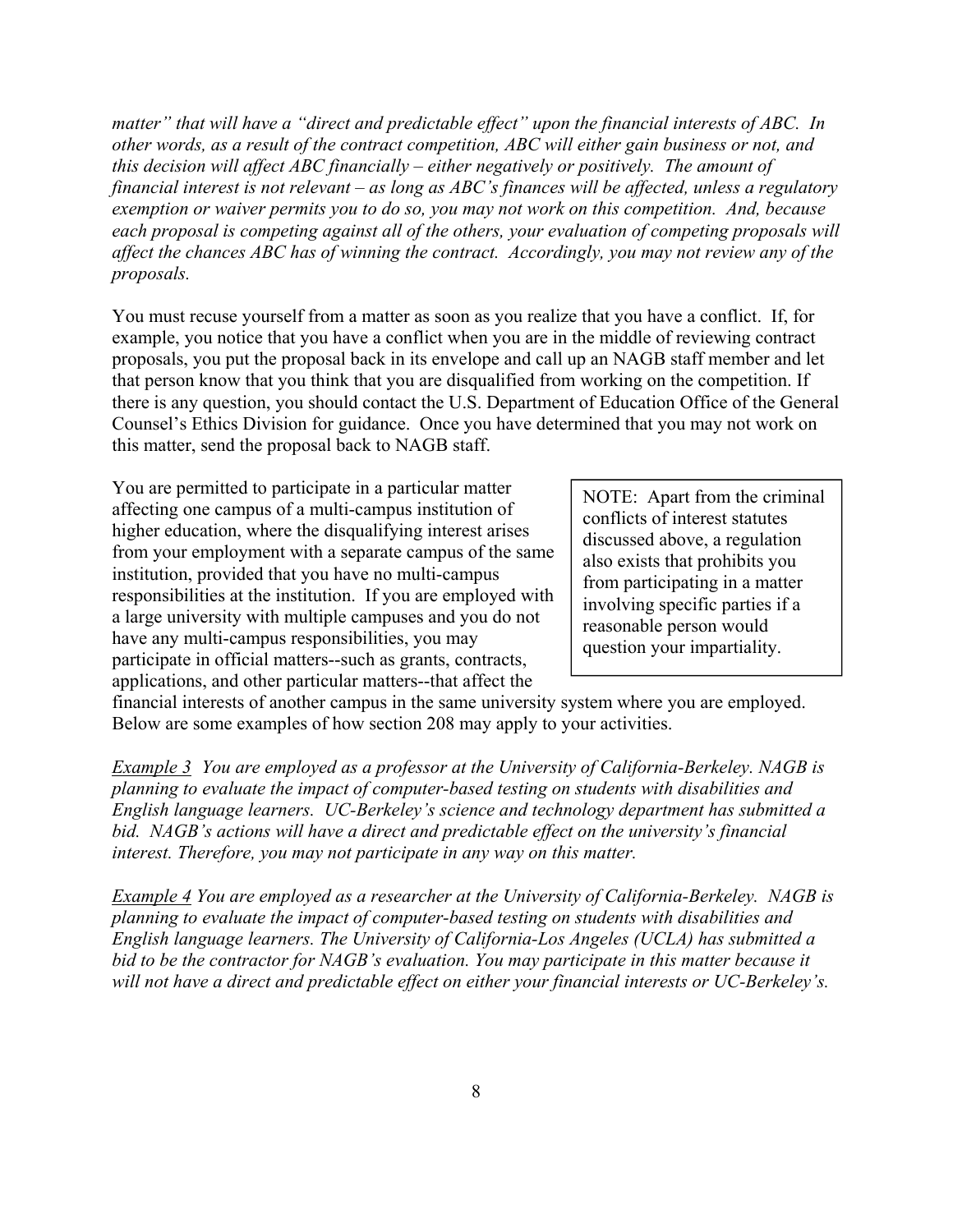*matter" that will have a "direct and predictable effect" upon the financial interests of ABC. In other words, as a result of the contract competition, ABC will either gain business or not, and this decision will affect ABC financially – either negatively or positively. The amount of financial interest is not relevant – as long as ABC's finances will be affected, unless a regulatory exemption or waiver permits you to do so, you may not work on this competition. And, because each proposal is competing against all of the others, your evaluation of competing proposals will affect the chances ABC has of winning the contract. Accordingly, you may not review any of the proposals.*

You must recuse yourself from a matter as soon as you realize that you have a conflict. If, for example, you notice that you have a conflict when you are in the middle of reviewing contract proposals, you put the proposal back in its envelope and call up an NAGB staff member and let that person know that you think that you are disqualified from working on the competition. If there is any question, you should contact the U.S. Department of Education Office of the General Counsel's Ethics Division for guidance. Once you have determined that you may not work on this matter, send the proposal back to NAGB staff.

You are permitted to participate in a particular matter affecting one campus of a multi-campus institution of higher education, where the disqualifying interest arises from your employment with a separate campus of the same institution, provided that you have no multi-campus responsibilities at the institution. If you are employed with a large university with multiple campuses and you do not have any multi-campus responsibilities, you may participate in official matters--such as grants, contracts, applications, and other particular matters--that affect the financial interests of another campus in the same university system where you are employed. Below are some examples of how section 208 may apply to your activities.

> NOTE: Apart from the criminal conflicts of interest statutes discussed above, a regulation also exists that prohibits you from participating in a matter involving specific parties if a reasonable person would question your impartiality.

*<u>Example 3</u> You are employed as a professor at the University of California-Berkeley. NAGB is planning to evaluate the impact of computer-based testing on students with disabilities and English language learners. UC-Berkeley's science and technology department has submitted a bid. NAGB's actions will have a direct and predictable effect on the university's financial interest. Therefore, you may not participate in any way on this matter.*

*<u>Example 4</u> You are employed as a researcher at the University of California-Berkeley. NAGB is planning to evaluate the impact of computer-based testing on students with disabilities and English language learners. The University of California-Los Angeles (UCLA) has submitted a bid to be the contractor for NAGB's evaluation. You may participate in this matter because it will not have a direct and predictable effect on either your financial interests or UC-Berkeley's.*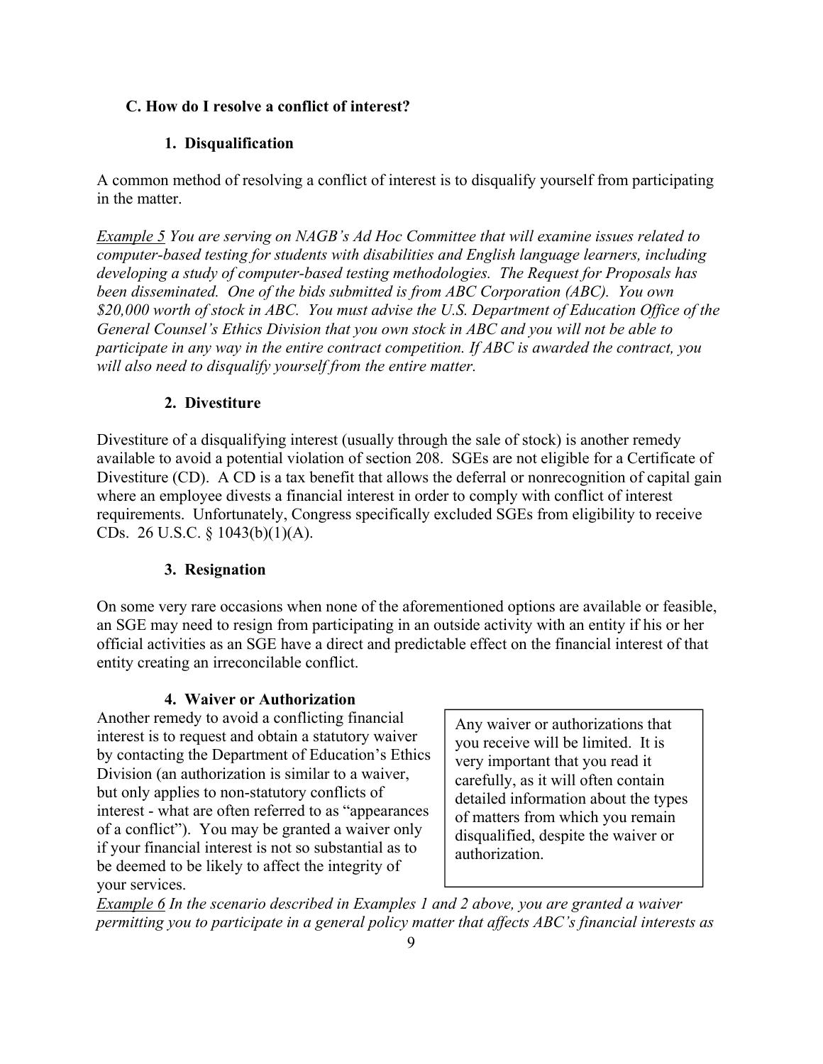### C. How do I resolve a conflict of interest?

#### 1. Disqualification

A common method of resolving a conflict of interest is to disqualify yourself from participating in the matter.

*<u>Example 5</u> You are serving on NAGB's Ad Hoc Committee that will examine issues related to computer-based testing for students with disabilities and English language learners, including developing a study of computer-based testing methodologies. The Request for Proposals has been disseminated. One of the bids submitted is from ABC Corporation (ABC). You own $20,000 worth of stock in ABC. You must advise the U.S. Department of Education Office of the General Counsel's Ethics Division that you own stock in ABC and you will not be able to participate in any way in the entire contract competition. If ABC is awarded the contract, you will also need to disqualify yourself from the entire matter.*

#### 2. Divestiture

Divestiture of a disqualifying interest (usually through the sale of stock) is another remedy available to avoid a potential violation of section 208. SGEs are not eligible for a Certificate of Divestiture (CD). A CD is a tax benefit that allows the deferral or nonrecognition of capital gain where an employee divests a financial interest in order to comply with conflict of interest requirements. Unfortunately, Congress specifically excluded SGEs from eligibility to receive CDs. 26 U.S.C. § 1043(b)(1)(A).

#### 3. Resignation

On some very rare occasions when none of the aforementioned options are available or feasible, an SGE may need to resign from participating in an outside activity with an entity if his or her official activities as an SGE have a direct and predictable effect on the financial interest of that entity creating an irreconcilable conflict.

#### 4. Waiver or Authorization

Another remedy to avoid a conflicting financial interest is to request and obtain a statutory waiver by contacting the Department of Education's Ethics Division (an authorization is similar to a waiver, but only applies to non-statutory conflicts of interest - what are often referred to as "appearances of a conflict"). You may be granted a waiver only if your financial interest is not so substantial as to be deemed to be likely to affect the integrity of your services.

> Any waiver or authorizations that you receive will be limited. It is very important that you read it carefully, as it will often contain detailed information about the types of matters from which you remain disqualified, despite the waiver or authorization.

*<u>Example 6</u> In the scenario described in Examples 1 and 2 above, you are granted a waiver permitting you to participate in a general policy matter that affects ABC's financial interests as*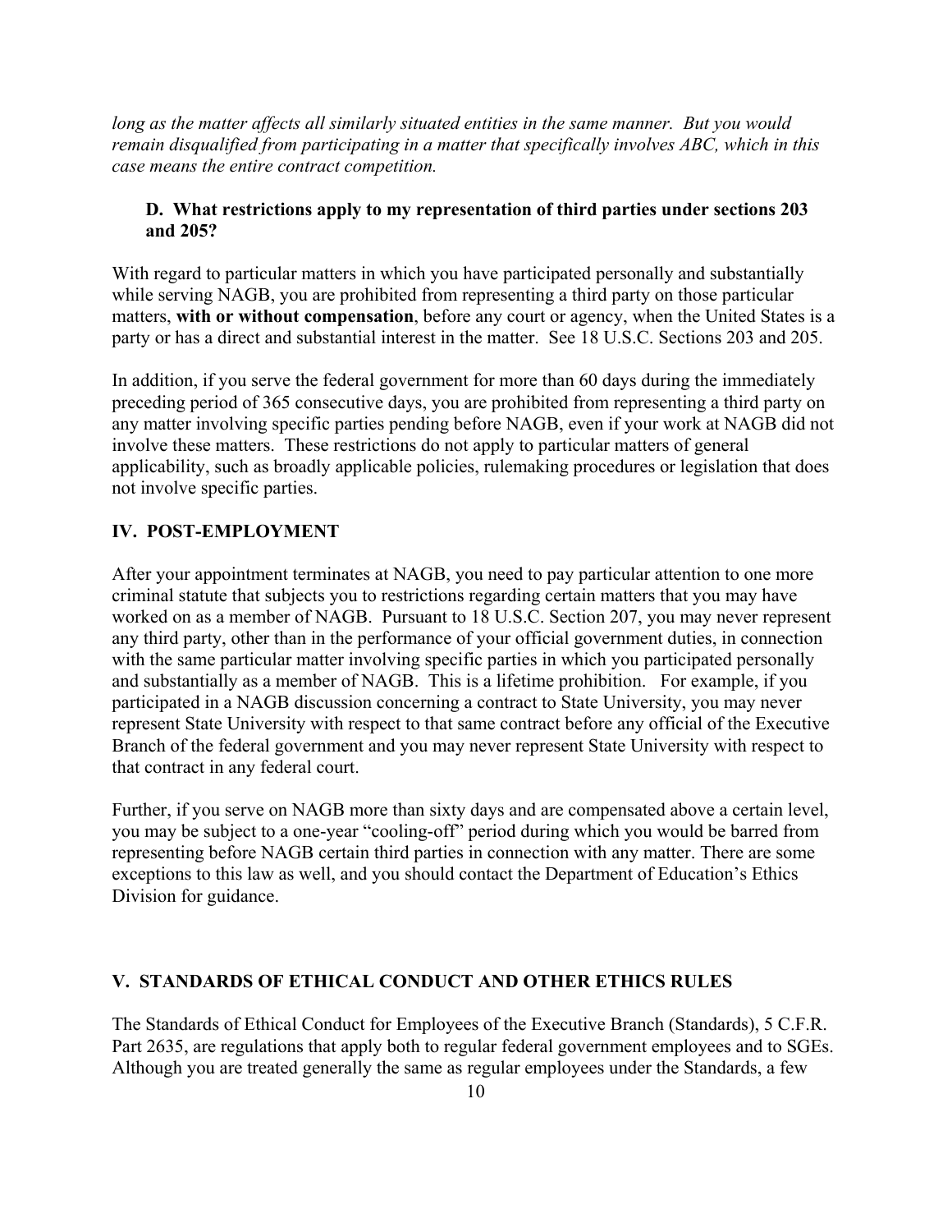*long as the matter affects all similarly situated entities in the same manner. But you would remain disqualified from participating in a matter that specifically involves ABC, which in this case means the entire contract competition.*

### D. What restrictions apply to my representation of third parties under sections 203 and 205?

With regard to particular matters in which you have participated personally and substantially while serving NAGB, you are prohibited from representing a third party on those particular matters, **with or without compensation**, before any court or agency, when the United States is a party or has a direct and substantial interest in the matter. See 18 U.S.C. Sections 203 and 205.

In addition, if you serve the federal government for more than 60 days during the immediately preceding period of 365 consecutive days, you are prohibited from representing a third party on any matter involving specific parties pending before NAGB, even if your work at NAGB did not involve these matters. These restrictions do not apply to particular matters of general applicability, such as broadly applicable policies, rulemaking procedures or legislation that does not involve specific parties.

## IV. POST-EMPLOYMENT

After your appointment terminates at NAGB, you need to pay particular attention to one more criminal statute that subjects you to restrictions regarding certain matters that you may have worked on as a member of NAGB. Pursuant to 18 U.S.C. Section 207, you may never represent any third party, other than in the performance of your official government duties, in connection with the same particular matter involving specific parties in which you participated personally and substantially as a member of NAGB. This is a lifetime prohibition. For example, if you participated in a NAGB discussion concerning a contract to State University, you may never represent State University with respect to that same contract before any official of the Executive Branch of the federal government and you may never represent State University with respect to that contract in any federal court.

Further, if you serve on NAGB more than sixty days and are compensated above a certain level, you may be subject to a one-year "cooling-off" period during which you would be barred from representing before NAGB certain third parties in connection with any matter. There are some exceptions to this law as well, and you should contact the Department of Education's Ethics Division for guidance.

## V. STANDARDS OF ETHICAL CONDUCT AND OTHER ETHICS RULES

The Standards of Ethical Conduct for Employees of the Executive Branch (Standards), 5 C.F.R. Part 2635, are regulations that apply both to regular federal government employees and to SGEs. Although you are treated generally the same as regular employees under the Standards, a few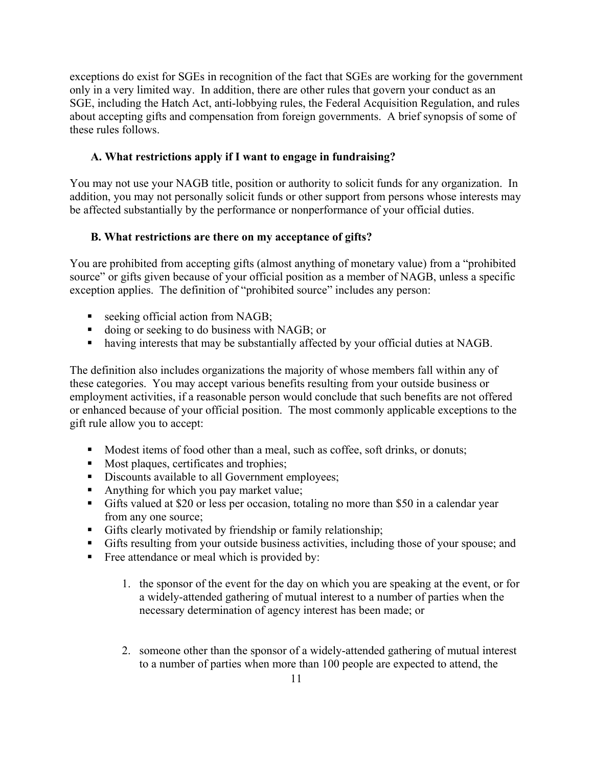exceptions do exist for SGEs in recognition of the fact that SGEs are working for the government only in a very limited way. In addition, there are other rules that govern your conduct as an SGE, including the Hatch Act, anti-lobbying rules, the Federal Acquisition Regulation, and rules about accepting gifts and compensation from foreign governments. A brief synopsis of some of these rules follows.

### A. What restrictions apply if I want to engage in fundraising?

You may not use your NAGB title, position or authority to solicit funds for any organization. In addition, you may not personally solicit funds or other support from persons whose interests may be affected substantially by the performance or nonperformance of your official duties.

### B. What restrictions are there on my acceptance of gifts?

You are prohibited from accepting gifts (almost anything of monetary value) from a "prohibited source" or gifts given because of your official position as a member of NAGB, unless a specific exception applies. The definition of "prohibited source" includes any person:

- seeking official action from NAGB;
- doing or seeking to do business with NAGB; or
- having interests that may be substantially affected by your official duties at NAGB.

The definition also includes organizations the majority of whose members fall within any of these categories. You may accept various benefits resulting from your outside business or employment activities, if a reasonable person would conclude that such benefits are not offered or enhanced because of your official position. The most commonly applicable exceptions to the gift rule allow you to accept:

- Modest items of food other than a meal, such as coffee, soft drinks, or donuts;
- Most plaques, certificates and trophies;
- Discounts available to all Government employees;
- Anything for which you pay market value;
- Gifts valued at $20 or less per occasion, totaling no more than $50 in a calendar year from any one source;
- Gifts clearly motivated by friendship or family relationship;
- Gifts resulting from your outside business activities, including those of your spouse; and
- Free attendance or meal which is provided by:

    1. the sponsor of the event for the day on which you are speaking at the event, or for a widely-attended gathering of mutual interest to a number of parties when the necessary determination of agency interest has been made; or

    2. someone other than the sponsor of a widely-attended gathering of mutual interest to a number of parties when more than 100 people are expected to attend, the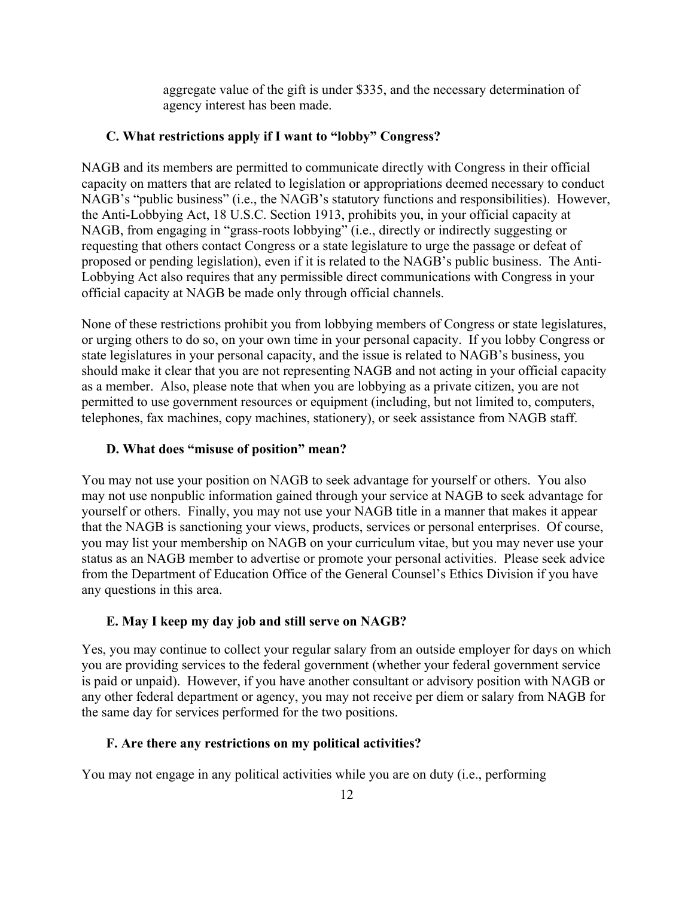aggregate value of the gift is under $335, and the necessary determination of agency interest has been made.

### C. What restrictions apply if I want to "lobby" Congress?

NAGB and its members are permitted to communicate directly with Congress in their official capacity on matters that are related to legislation or appropriations deemed necessary to conduct NAGB's "public business" (i.e., the NAGB's statutory functions and responsibilities). However, the Anti-Lobbying Act, 18 U.S.C. Section 1913, prohibits you, in your official capacity at NAGB, from engaging in "grass-roots lobbying" (i.e., directly or indirectly suggesting or requesting that others contact Congress or a state legislature to urge the passage or defeat of proposed or pending legislation), even if it is related to the NAGB's public business. The Anti-Lobbying Act also requires that any permissible direct communications with Congress in your official capacity at NAGB be made only through official channels.

None of these restrictions prohibit you from lobbying members of Congress or state legislatures, or urging others to do so, on your own time in your personal capacity. If you lobby Congress or state legislatures in your personal capacity, and the issue is related to NAGB's business, you should make it clear that you are not representing NAGB and not acting in your official capacity as a member. Also, please note that when you are lobbying as a private citizen, you are not permitted to use government resources or equipment (including, but not limited to, computers, telephones, fax machines, copy machines, stationery), or seek assistance from NAGB staff.

### D. What does "misuse of position" mean?

You may not use your position on NAGB to seek advantage for yourself or others. You also may not use nonpublic information gained through your service at NAGB to seek advantage for yourself or others. Finally, you may not use your NAGB title in a manner that makes it appear that the NAGB is sanctioning your views, products, services or personal enterprises. Of course, you may list your membership on NAGB on your curriculum vitae, but you may never use your status as an NAGB member to advertise or promote your personal activities. Please seek advice from the Department of Education Office of the General Counsel's Ethics Division if you have any questions in this area.

### E. May I keep my day job and still serve on NAGB?

Yes, you may continue to collect your regular salary from an outside employer for days on which you are providing services to the federal government (whether your federal government service is paid or unpaid). However, if you have another consultant or advisory position with NAGB or any other federal department or agency, you may not receive per diem or salary from NAGB for the same day for services performed for the two positions.

### F. Are there any restrictions on my political activities?

You may not engage in any political activities while you are on duty (i.e., performing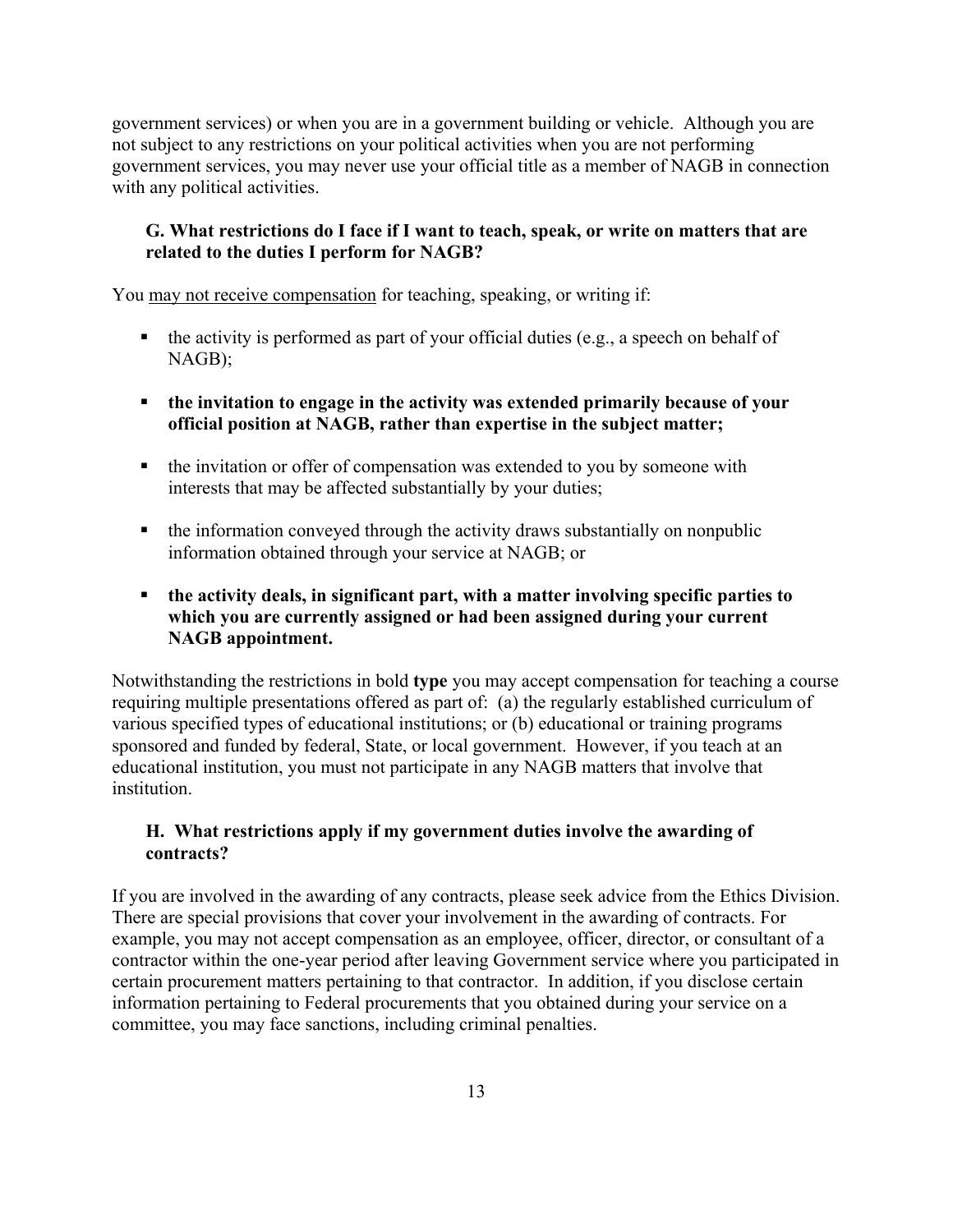government services) or when you are in a government building or vehicle. Although you are not subject to any restrictions on your political activities when you are not performing government services, you may never use your official title as a member of NAGB in connection with any political activities.

### G. What restrictions do I face if I want to teach, speak, or write on matters that are related to the duties I perform for NAGB?

You <u>may not receive compensation</u> for teaching, speaking, or writing if:

- the activity is performed as part of your official duties (e.g., a speech on behalf of NAGB);
- **the invitation to engage in the activity was extended primarily because of your official position at NAGB, rather than expertise in the subject matter;**
- the invitation or offer of compensation was extended to you by someone with interests that may be affected substantially by your duties;
- the information conveyed through the activity draws substantially on nonpublic information obtained through your service at NAGB; or
- **the activity deals, in significant part, with a matter involving specific parties to which you are currently assigned or had been assigned during your current NAGB appointment.**

Notwithstanding the restrictions in bold **type** you may accept compensation for teaching a course requiring multiple presentations offered as part of: (a) the regularly established curriculum of various specified types of educational institutions; or (b) educational or training programs sponsored and funded by federal, State, or local government. However, if you teach at an educational institution, you must not participate in any NAGB matters that involve that institution.

### H. What restrictions apply if my government duties involve the awarding of contracts?

If you are involved in the awarding of any contracts, please seek advice from the Ethics Division. There are special provisions that cover your involvement in the awarding of contracts. For example, you may not accept compensation as an employee, officer, director, or consultant of a contractor within the one-year period after leaving Government service where you participated in certain procurement matters pertaining to that contractor. In addition, if you disclose certain information pertaining to Federal procurements that you obtained during your service on a committee, you may face sanctions, including criminal penalties.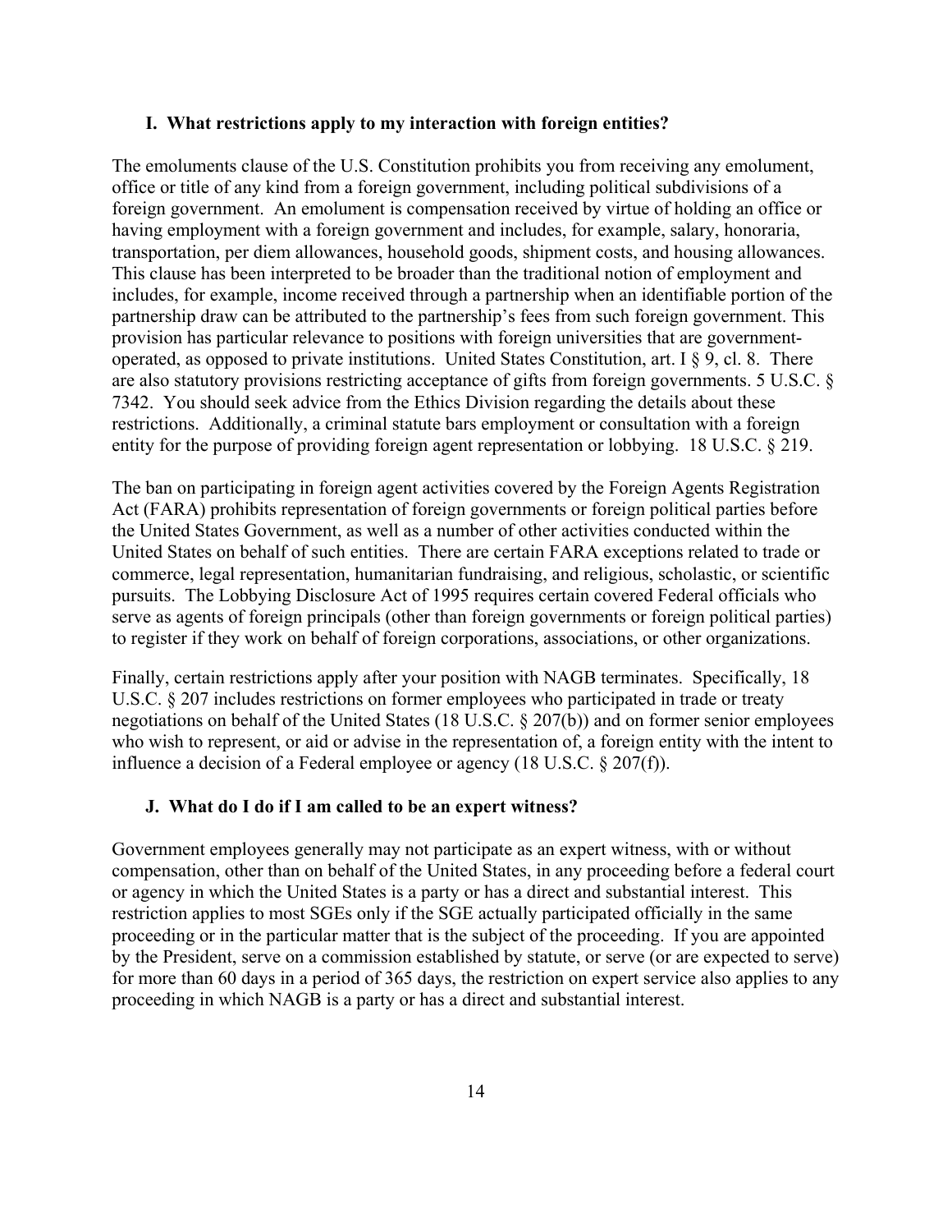### I. What restrictions apply to my interaction with foreign entities?

The emoluments clause of the U.S. Constitution prohibits you from receiving any emolument, office or title of any kind from a foreign government, including political subdivisions of a foreign government. An emolument is compensation received by virtue of holding an office or having employment with a foreign government and includes, for example, salary, honoraria, transportation, per diem allowances, household goods, shipment costs, and housing allowances. This clause has been interpreted to be broader than the traditional notion of employment and includes, for example, income received through a partnership when an identifiable portion of the partnership draw can be attributed to the partnership's fees from such foreign government. This provision has particular relevance to positions with foreign universities that are government-operated, as opposed to private institutions. United States Constitution, art. I § 9, cl. 8. There are also statutory provisions restricting acceptance of gifts from foreign governments. 5 U.S.C. § 7342. You should seek advice from the Ethics Division regarding the details about these restrictions. Additionally, a criminal statute bars employment or consultation with a foreign entity for the purpose of providing foreign agent representation or lobbying. 18 U.S.C. § 219.

The ban on participating in foreign agent activities covered by the Foreign Agents Registration Act (FARA) prohibits representation of foreign governments or foreign political parties before the United States Government, as well as a number of other activities conducted within the United States on behalf of such entities. There are certain FARA exceptions related to trade or commerce, legal representation, humanitarian fundraising, and religious, scholastic, or scientific pursuits. The Lobbying Disclosure Act of 1995 requires certain covered Federal officials who serve as agents of foreign principals (other than foreign governments or foreign political parties) to register if they work on behalf of foreign corporations, associations, or other organizations.

Finally, certain restrictions apply after your position with NAGB terminates. Specifically, 18 U.S.C. § 207 includes restrictions on former employees who participated in trade or treaty negotiations on behalf of the United States (18 U.S.C. § 207(b)) and on former senior employees who wish to represent, or aid or advise in the representation of, a foreign entity with the intent to influence a decision of a Federal employee or agency (18 U.S.C. § 207(f)).

### J. What do I do if I am called to be an expert witness?

Government employees generally may not participate as an expert witness, with or without compensation, other than on behalf of the United States, in any proceeding before a federal court or agency in which the United States is a party or has a direct and substantial interest. This restriction applies to most SGEs only if the SGE actually participated officially in the same proceeding or in the particular matter that is the subject of the proceeding. If you are appointed by the President, serve on a commission established by statute, or serve (or are expected to serve) for more than 60 days in a period of 365 days, the restriction on expert service also applies to any proceeding in which NAGB is a party or has a direct and substantial interest.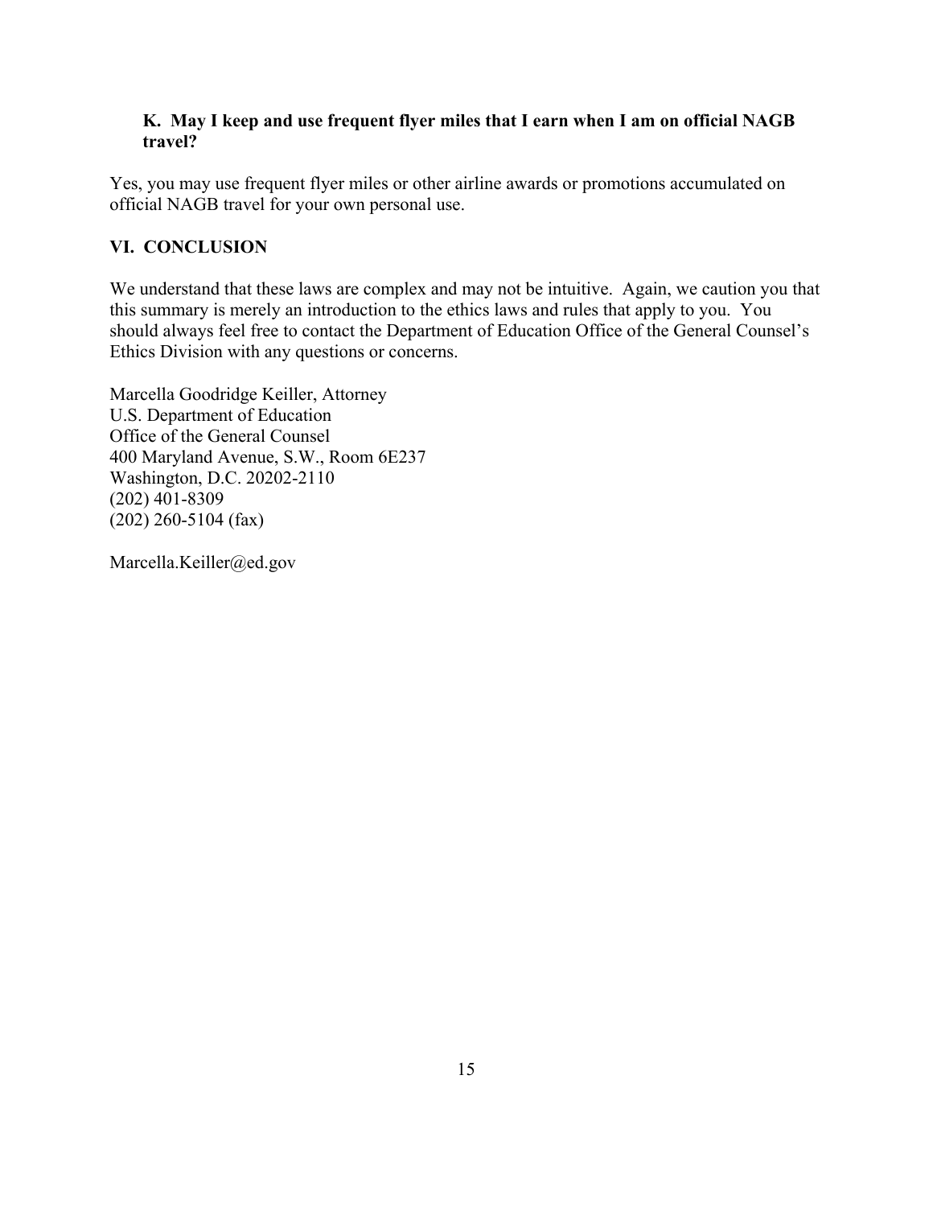### K. May I keep and use frequent flyer miles that I earn when I am on official NAGB travel?

Yes, you may use frequent flyer miles or other airline awards or promotions accumulated on official NAGB travel for your own personal use.

## VI. CONCLUSION

We understand that these laws are complex and may not be intuitive. Again, we caution you that this summary is merely an introduction to the ethics laws and rules that apply to you. You should always feel free to contact the Department of Education Office of the General Counsel's Ethics Division with any questions or concerns.

Marcella Goodridge Keiller, Attorney
U.S. Department of Education
Office of the General Counsel
400 Maryland Avenue, S.W., Room 6E237
Washington, D.C. 20202-2110
(202) 401-8309
(202) 260-5104 (fax)

Marcella.Keiller@ed.gov